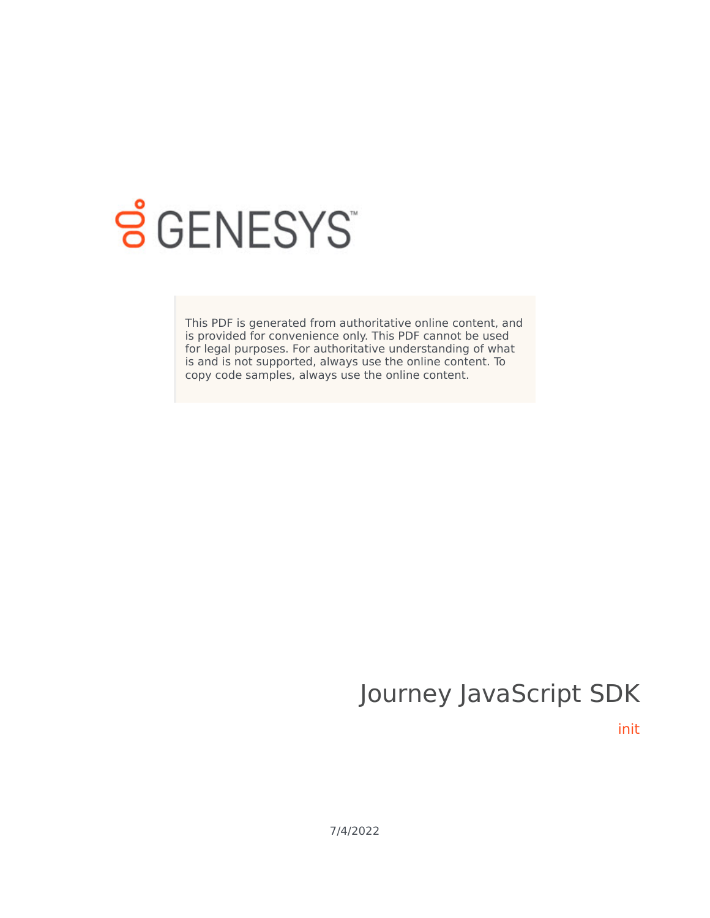GENESYS

This PDF is generated from authoritative online content, and is provided for convenience only. This PDF cannot be used for legal purposes. For authoritative understanding of what is and is not supported, always use the online content. To copy code samples, always use the online content.

# Journey JavaScript SDK

## init

7/4/2022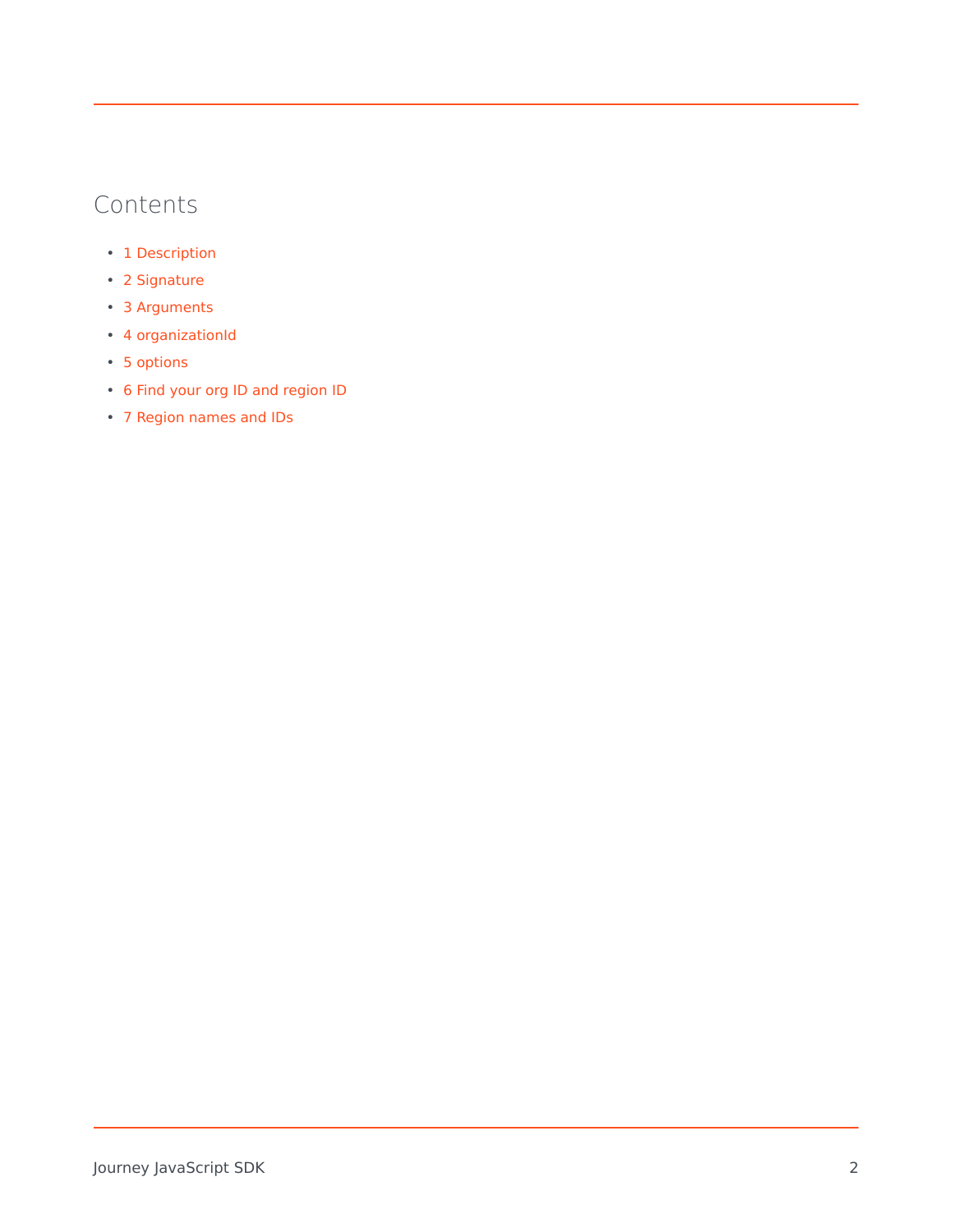## Contents

- 1 Description
- 2 Signature
- 3 Arguments
- 4 organizationId
- 5 options
- 6 Find your org ID and region ID
- 7 Region names and IDs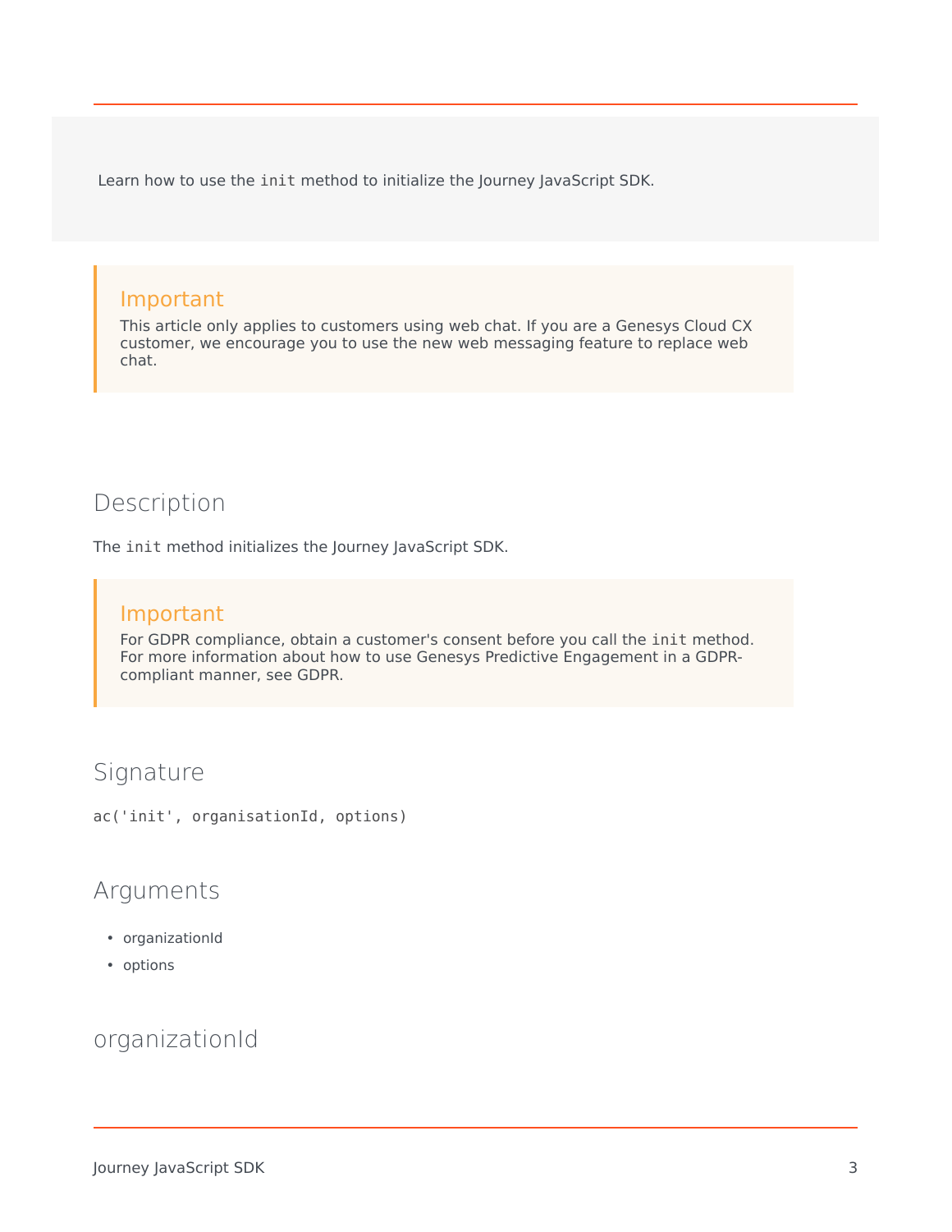Learn how to use the `init` method to initialize the Journey JavaScript SDK.

> **Important**
> This article only applies to customers using web chat. If you are a Genesys Cloud CX customer, we encourage you to use the new web messaging feature to replace web chat.

## Description

The `init` method initializes the Journey JavaScript SDK.

> **Important**
> For GDPR compliance, obtain a customer's consent before you call the `init` method. For more information about how to use Genesys Predictive Engagement in a GDPR-compliant manner, see GDPR.

## Signature

```
ac('init', organisationId, options)
```

## Arguments

- organizationId
- options

## organizationId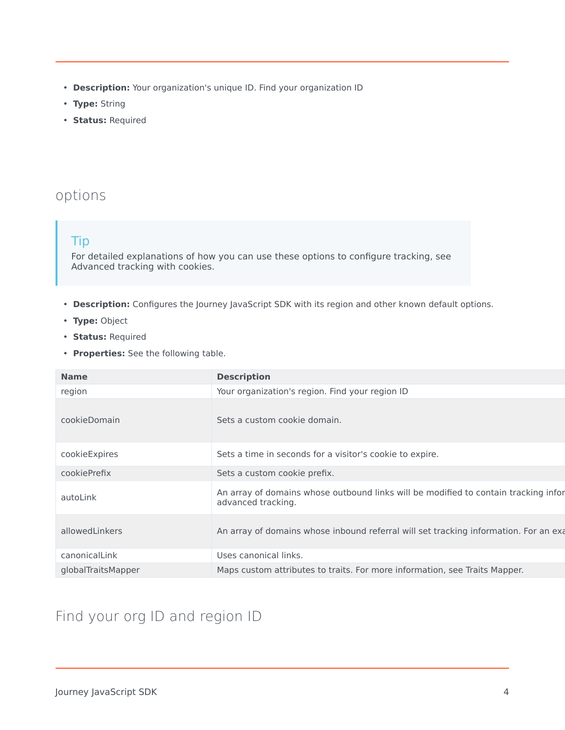- **Description:** Your organization's unique ID. Find your organization ID
- **Type:** String
- **Status:** Required

## options

> **Tip**
>
> For detailed explanations of how you can use these options to configure tracking, see Advanced tracking with cookies.

- **Description:** Configures the Journey JavaScript SDK with its region and other known default options.
- **Type:** Object
- **Status:** Required
- **Properties:** See the following table.

| Name | Description |
| --- | --- |
| region | Your organization's region. Find your region ID |
| cookieDomain | Sets a custom cookie domain. |
| cookieExpires | Sets a time in seconds for a visitor's cookie to expire. |
| cookiePrefix | Sets a custom cookie prefix. |
| autoLink | An array of domains whose outbound links will be modified to contain tracking infor advanced tracking. |
| allowedLinkers | An array of domains whose inbound referral will set tracking information. For an exa |
| canonicalLink | Uses canonical links. |
| globalTraitsMapper | Maps custom attributes to traits. For more information, see Traits Mapper. |

## Find your org ID and region ID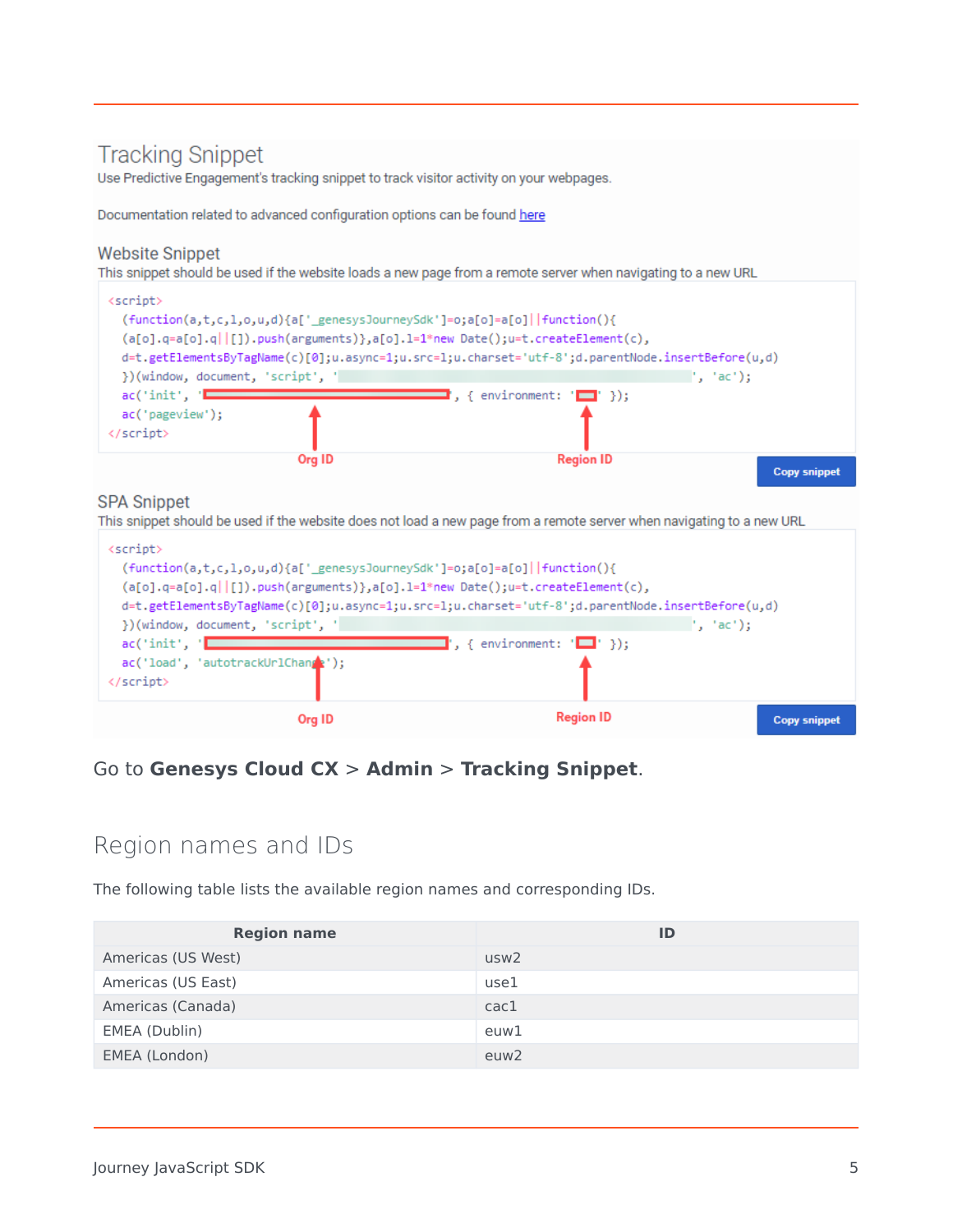## Tracking Snippet

Use Predictive Engagement's tracking snippet to track visitor activity on your webpages.

Documentation related to advanced configuration options can be found here

### Website Snippet

This snippet should be used if the website loads a new page from a remote server when navigating to a new URL

```
<script>
  (function(a,t,c,l,o,u,d){a['_genesysJourneySdk']=o;a[o]=a[o]||function(){
  (a[o].q=a[o].q||[]).push(arguments)},a[o].l=1*new Date();u=t.createElement(c),
  d=t.getElementsByTagName(c)[0];u.async=1;u.src=l;u.charset='utf-8';d.parentNode.insertBefore(u,d)
  })(window, document, 'script', '                                              ', 'ac');
  ac('init', '                                  ', { environment: '    ' });
  ac('pageview');
</script>
```

Org ID

Region ID

Copy snippet

### SPA Snippet

This snippet should be used if the website does not load a new page from a remote server when navigating to a new URL

```
<script>
  (function(a,t,c,l,o,u,d){a['_genesysJourneySdk']=o;a[o]=a[o]||function(){
  (a[o].q=a[o].q||[]).push(arguments)},a[o].l=1*new Date();u=t.createElement(c),
  d=t.getElementsByTagName(c)[0];u.async=1;u.src=l;u.charset='utf-8';d.parentNode.insertBefore(u,d)
  })(window, document, 'script', '                                              ', 'ac');
  ac('init', '                                  ', { environment: '    ' });
  ac('load', 'autotrackUrlChange');
</script>
```

Org ID

Region ID

Copy snippet

Go to **Genesys Cloud CX** > **Admin** > **Tracking Snippet**.

## Region names and IDs

The following table lists the available region names and corresponding IDs.

| Region name | ID |
| --- | --- |
| Americas (US West) | usw2 |
| Americas (US East) | use1 |
| Americas (Canada) | cac1 |
| EMEA (Dublin) | euw1 |
| EMEA (London) | euw2 |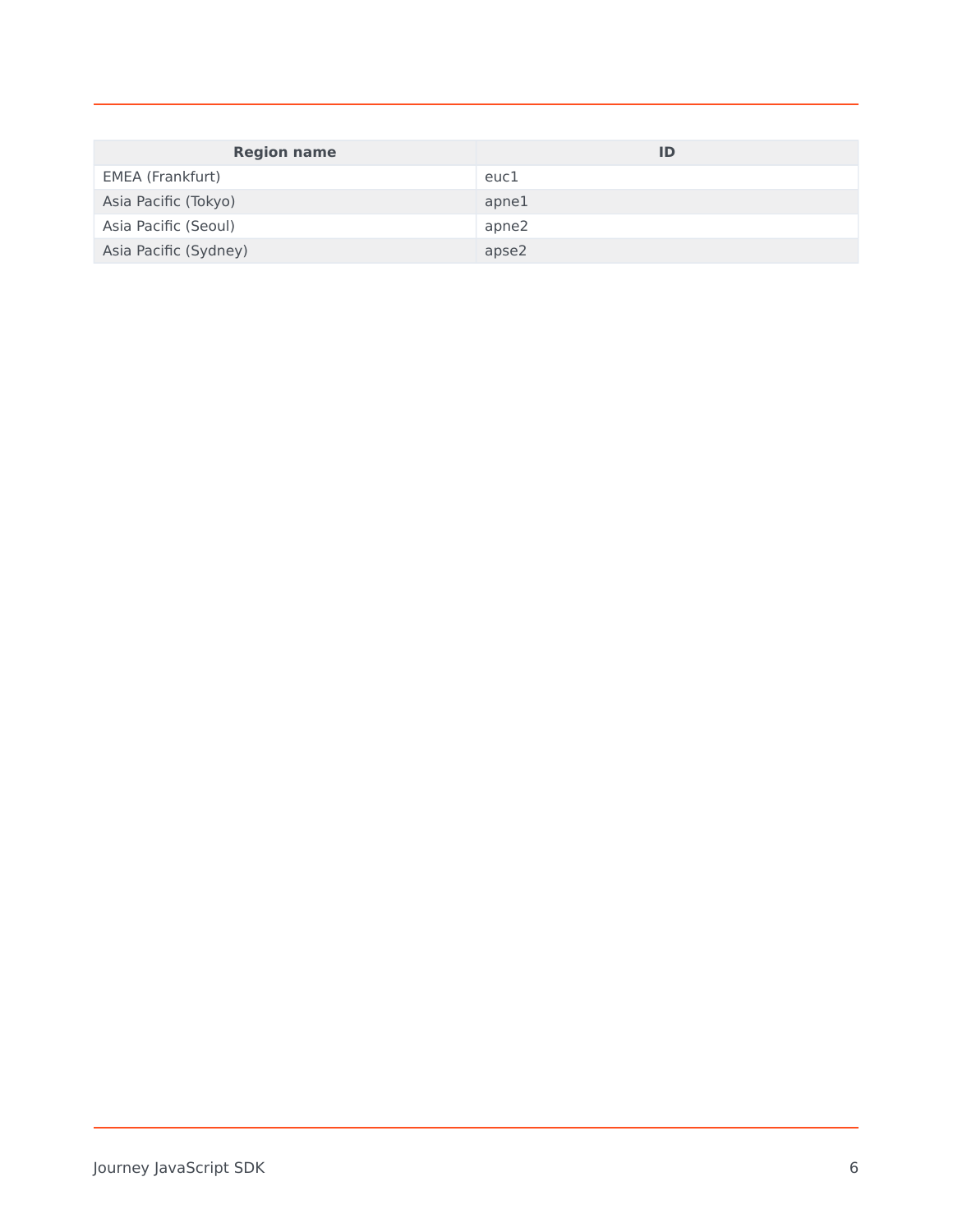| Region name | ID |
| --- | --- |
| EMEA (Frankfurt) | euc1 |
| Asia Pacific (Tokyo) | apne1 |
| Asia Pacific (Seoul) | apne2 |
| Asia Pacific (Sydney) | apse2 |